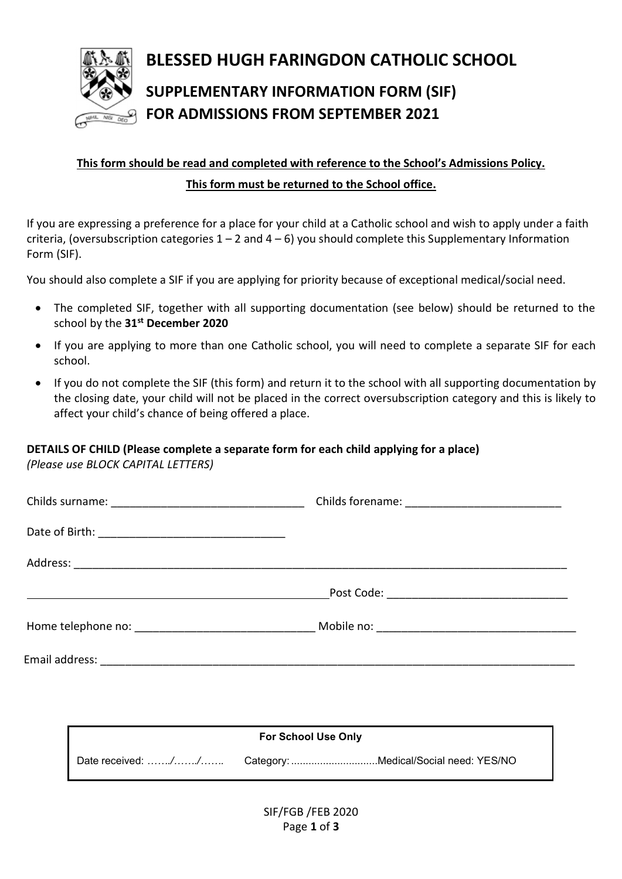# BLESSED HUGH FARINGDON CATHOLIC SCHOOL

## SUPPLEMENTARY INFORMATION FORM (SIF) FOR ADMISSIONS FROM SEPTEMBER 2021

**This form should be read and completed with reference to the School's Admissions Policy.**

**This form must be returned to the School office.**

If you are expressing a preference for a place for your child at a Catholic school and wish to apply under a faith criteria, (oversubscription categories 1 – 2 and 4 – 6) you should complete this Supplementary Information Form (SIF).

You should also complete a SIF if you are applying for priority because of exceptional medical/social need.

- The completed SIF, together with all supporting documentation (see below) should be returned to the school by the **31st December 2020**
- If you are applying to more than one Catholic school, you will need to complete a separate SIF for each school.
- If you do not complete the SIF (this form) and return it to the school with all supporting documentation by the closing date, your child will not be placed in the correct oversubscription category and this is likely to affect your child's chance of being offered a place.

**DETAILS OF CHILD (Please complete a separate form for each child applying for a place)**
*(Please use BLOCK CAPITAL LETTERS)*

Childs surname: _______________________________ Childs forename: _________________________

Date of Birth: ______________________________

Address: ___________________________________________________________________________

__________________________________________________Post Code: _____________________________

Home telephone no: _____________________________ Mobile no: ________________________________

Email address: ______________________________________________________________________________

| For School Use Only |
|---|
| Date received: ……./……./…….. Category: .............................Medical/Social need: YES/NO |

SIF/FGB /FEB 2020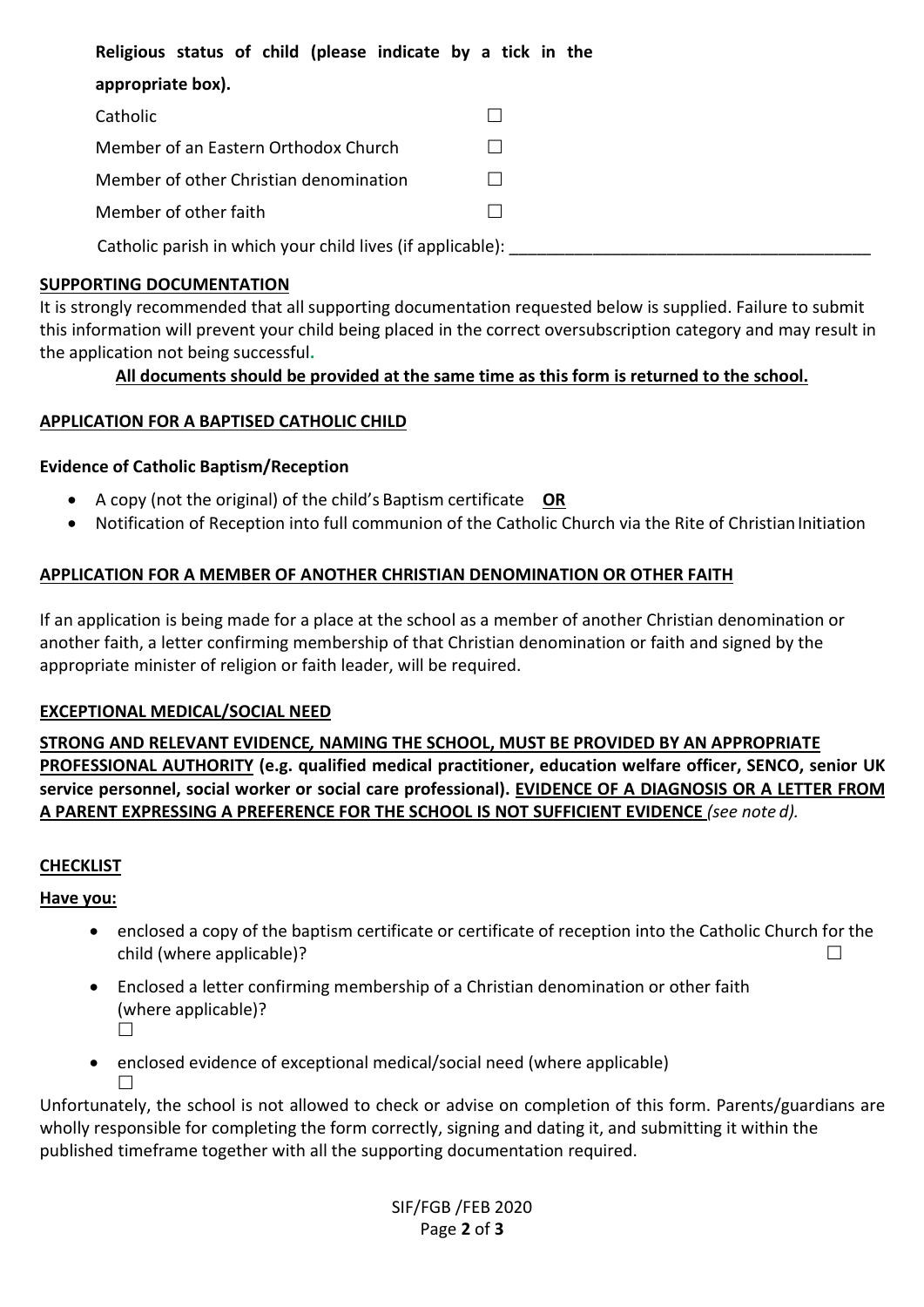**Religious status of child (please indicate by a tick in the appropriate box).**

| | |
|---|---|
| Catholic | ☐ |
| Member of an Eastern Orthodox Church | ☐ |
| Member of other Christian denomination | ☐ |
| Member of other faith | ☐ |

Catholic parish in which your child lives (if applicable): _______________________________________

**SUPPORTING DOCUMENTATION**

It is strongly recommended that all supporting documentation requested below is supplied. Failure to submit this information will prevent your child being placed in the correct oversubscription category and may result in the application not being successful.

**All documents should be provided at the same time as this form is returned to the school.**

**APPLICATION FOR A BAPTISED CATHOLIC CHILD**

**Evidence of Catholic Baptism/Reception**

- A copy (not the original) of the child's Baptism certificate **OR**
- Notification of Reception into full communion of the Catholic Church via the Rite of Christian Initiation

**APPLICATION FOR A MEMBER OF ANOTHER CHRISTIAN DENOMINATION OR OTHER FAITH**

If an application is being made for a place at the school as a member of another Christian denomination or another faith, a letter confirming membership of that Christian denomination or faith and signed by the appropriate minister of religion or faith leader, will be required.

**EXCEPTIONAL MEDICAL/SOCIAL NEED**

**STRONG AND RELEVANT EVIDENCE, NAMING THE SCHOOL, MUST BE PROVIDED BY AN APPROPRIATE PROFESSIONAL AUTHORITY (e.g. qualified medical practitioner, education welfare officer, SENCO, senior UK service personnel, social worker or social care professional). EVIDENCE OF A DIAGNOSIS OR A LETTER FROM A PARENT EXPRESSING A PREFERENCE FOR THE SCHOOL IS NOT SUFFICIENT EVIDENCE** *(see note d).*

**CHECKLIST**

**Have you:**

- enclosed a copy of the baptism certificate or certificate of reception into the Catholic Church for the child (where applicable)? ☐
- Enclosed a letter confirming membership of a Christian denomination or other faith (where applicable)? ☐
- enclosed evidence of exceptional medical/social need (where applicable) ☐

Unfortunately, the school is not allowed to check or advise on completion of this form. Parents/guardians are wholly responsible for completing the form correctly, signing and dating it, and submitting it within the published timeframe together with all the supporting documentation required.

SIF/FGB /FEB 2020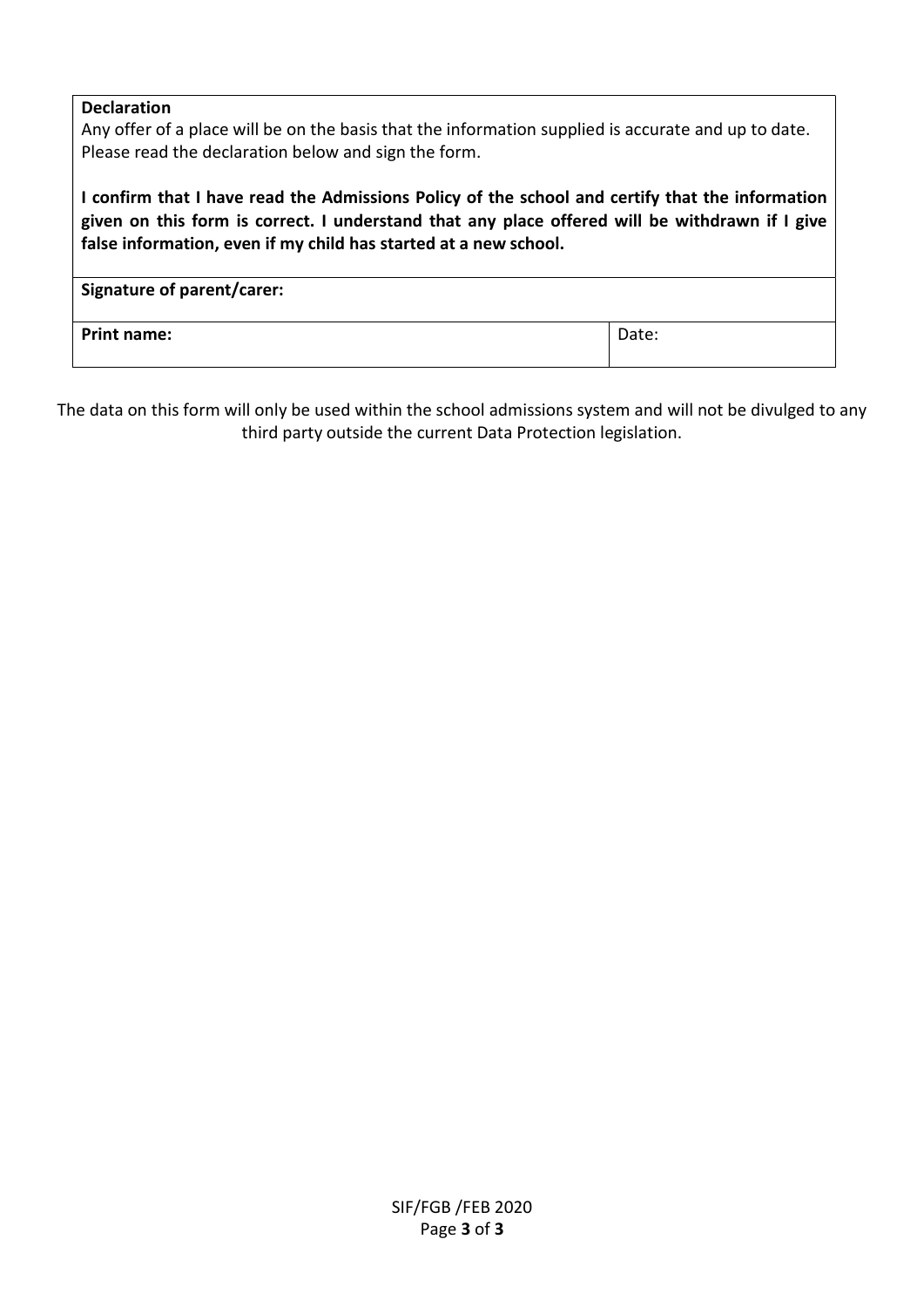**Declaration**

Any offer of a place will be on the basis that the information supplied is accurate and up to date. Please read the declaration below and sign the form.

**I confirm that I have read the Admissions Policy of the school and certify that the information given on this form is correct. I understand that any place offered will be withdrawn if I give false information, even if my child has started at a new school.**

| | |
|---|---|
| **Signature of parent/carer:** | |
| **Print name:** | Date: |

The data on this form will only be used within the school admissions system and will not be divulged to any third party outside the current Data Protection legislation.

SIF/FGB /FEB 2020